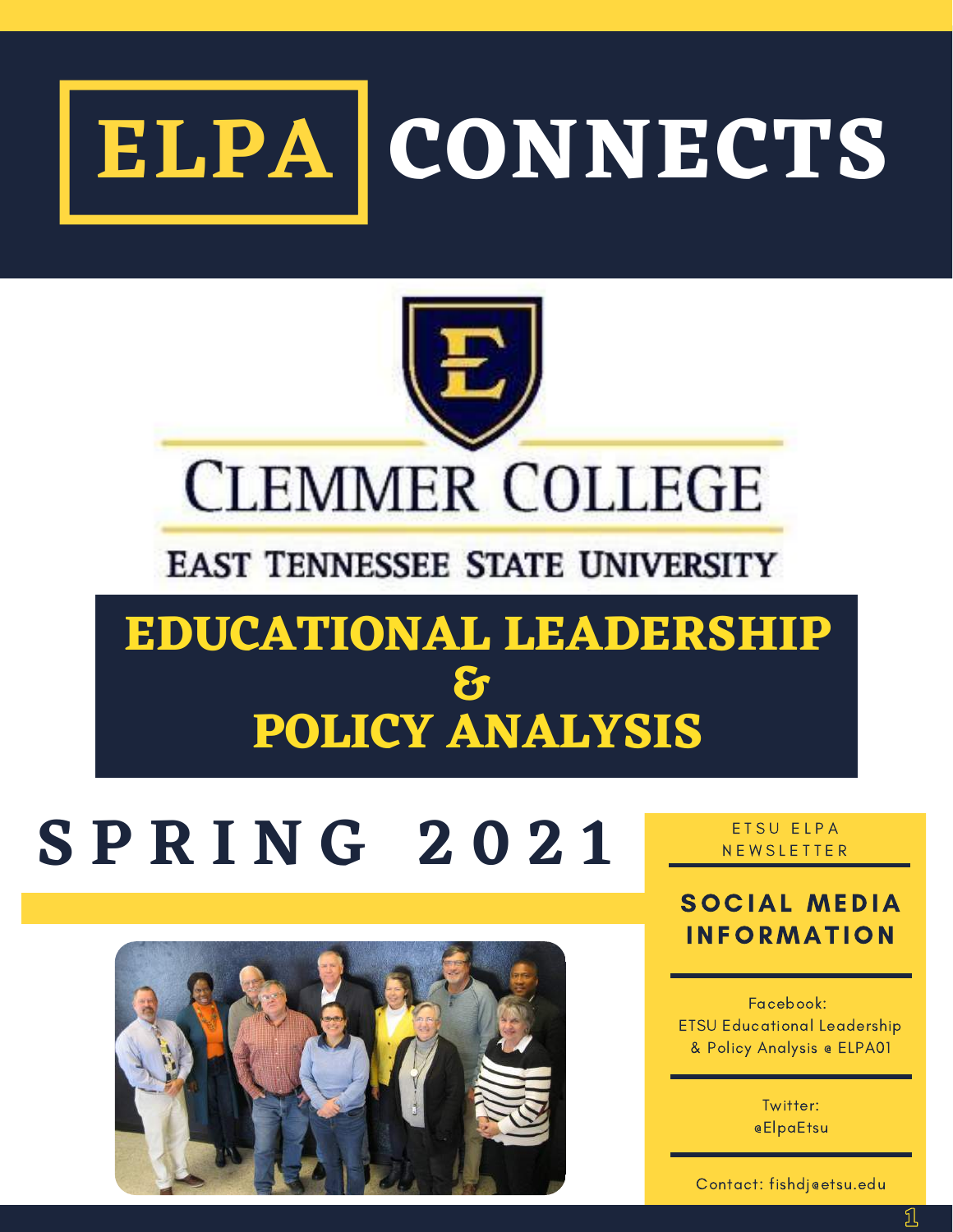# ELPA CONNECTS

CLEMMER COLLEGE

EAST TENNESSEE STATE UNIVERSITY

## EDUCATIONAL LEADERSHIP & POLICY ANALYSIS

# SPRING 2021

ETSU ELPA NEWSLETTER

## SOCIAL MEDIA INFORMATION

Facebook:
ETSU Educational Leadership & Policy Analysis @ ELPA01

Twitter:
@ElpaEtsu

Contact: fishdj@etsu.edu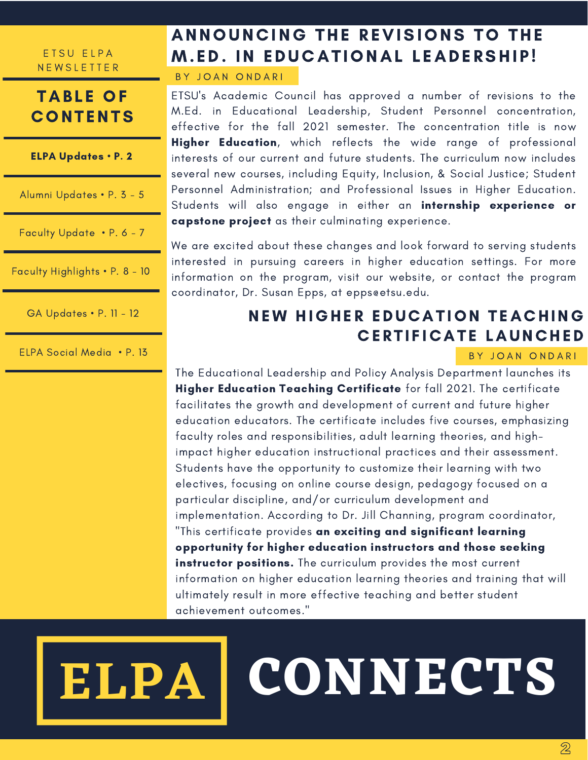ETSU ELPA NEWSLETTER

## TABLE OF CONTENTS

**ELPA Updates • P. 2**

Alumni Updates • P. 3 - 5

Faculty Update • P. 6 - 7

Faculty Highlights • P. 8 - 10

GA Updates • P. 11 - 12

ELPA Social Media • P. 13

# ANNOUNCING THE REVISIONS TO THE M.ED. IN EDUCATIONAL LEADERSHIP!

BY JOAN ONDARI

ETSU's Academic Council has approved a number of revisions to the M.Ed. in Educational Leadership, Student Personnel concentration, effective for the fall 2021 semester. The concentration title is now **Higher Education**, which reflects the wide range of professional interests of our current and future students. The curriculum now includes several new courses, including Equity, Inclusion, & Social Justice; Student Personnel Administration; and Professional Issues in Higher Education. Students will also engage in either an **internship experience or capstone project** as their culminating experience.

We are excited about these changes and look forward to serving students interested in pursuing careers in higher education settings. For more information on the program, visit our website, or contact the program coordinator, Dr. Susan Epps, at epps@etsu.edu.

# NEW HIGHER EDUCATION TEACHING CERTIFICATE LAUNCHED

BY JOAN ONDARI

The Educational Leadership and Policy Analysis Department launches its **Higher Education Teaching Certificate** for fall 2021. The certificate facilitates the growth and development of current and future higher education educators. The certificate includes five courses, emphasizing faculty roles and responsibilities, adult learning theories, and high-impact higher education instructional practices and their assessment. Students have the opportunity to customize their learning with two electives, focusing on online course design, pedagogy focused on a particular discipline, and/or curriculum development and implementation. According to Dr. Jill Channing, program coordinator, "This certificate provides **an exciting and significant learning opportunity for higher education instructors and those seeking instructor positions.** The curriculum provides the most current information on higher education learning theories and training that will ultimately result in more effective teaching and better student achievement outcomes."

ELPA CONNECTS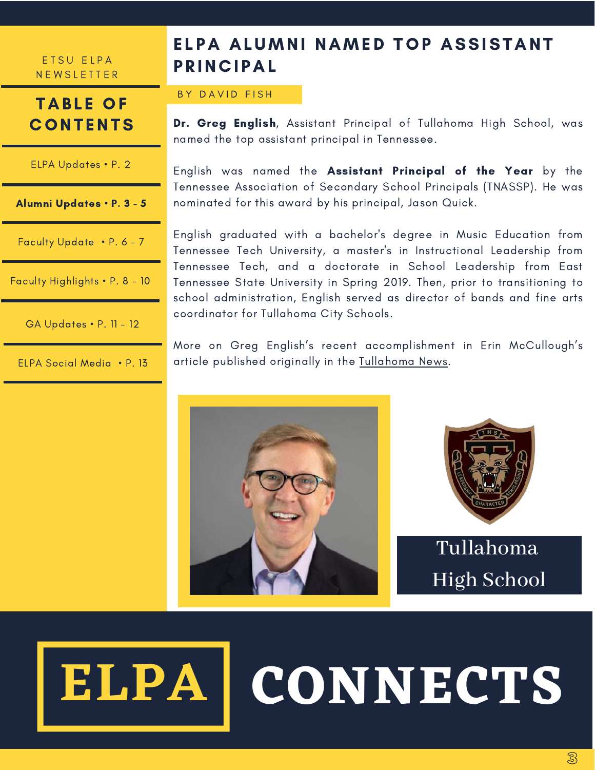ETSU ELPA NEWSLETTER

## TABLE OF CONTENTS

- ELPA Updates • P. 2
- **Alumni Updates • P. 3 - 5**
- Faculty Update • P. 6 - 7
- Faculty Highlights • P. 8 - 10
- GA Updates • P. 11 - 12
- ELPA Social Media • P. 13

# ELPA ALUMNI NAMED TOP ASSISTANT PRINCIPAL

BY DAVID FISH

**Dr. Greg English**, Assistant Principal of Tullahoma High School, was named the top assistant principal in Tennessee.

English was named the **Assistant Principal of the Year** by the Tennessee Association of Secondary School Principals (TNASSP). He was nominated for this award by his principal, Jason Quick.

English graduated with a bachelor's degree in Music Education from Tennessee Tech University, a master's in Instructional Leadership from Tennessee Tech, and a doctorate in School Leadership from East Tennessee State University in Spring 2019. Then, prior to transitioning to school administration, English served as director of bands and fine arts coordinator for Tullahoma City Schools.

More on Greg English's recent accomplishment in Erin McCullough's article published originally in the Tullahoma News.

Tullahoma High School

ELPA CONNECTS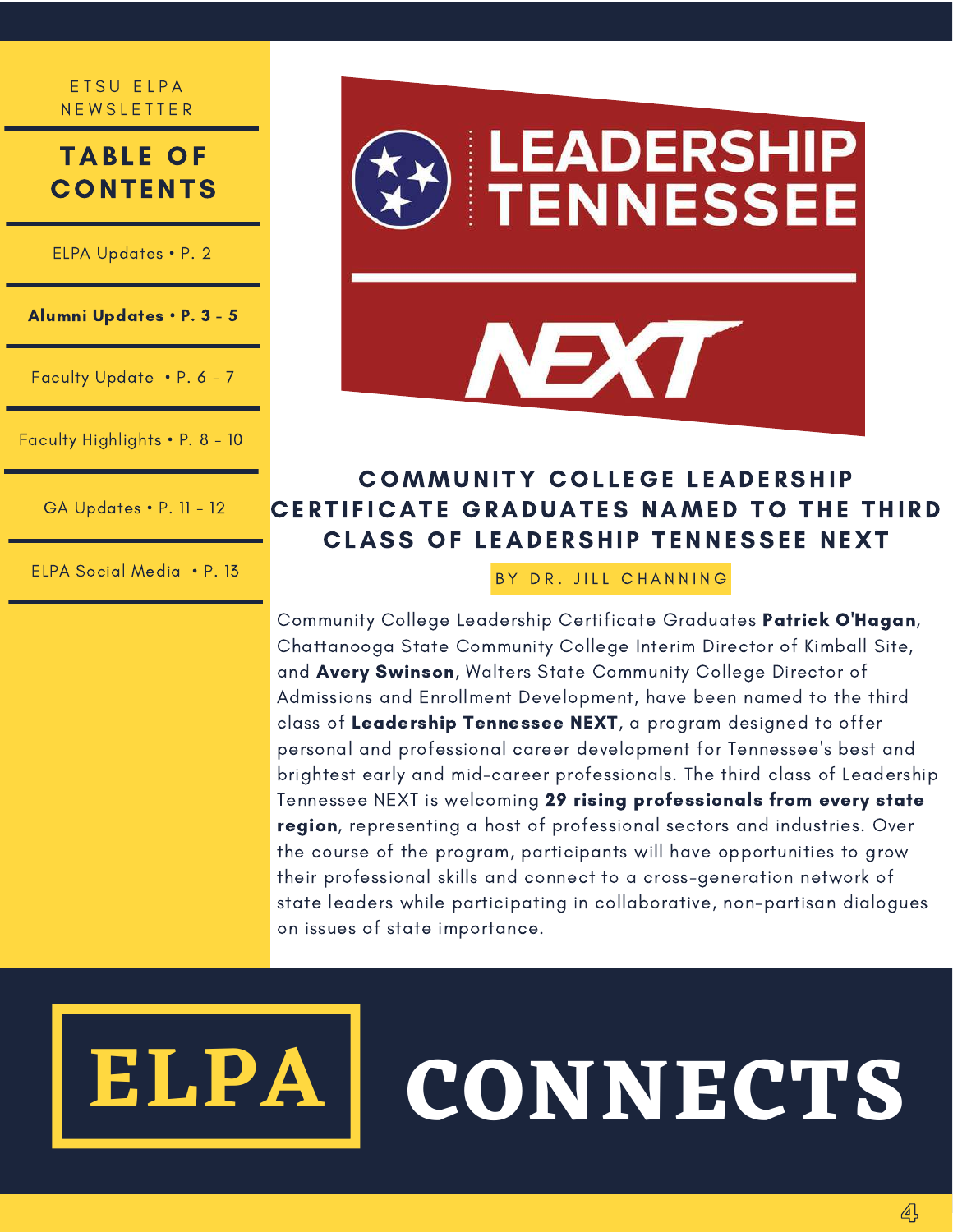ETSU ELPA NEWSLETTER

## TABLE OF CONTENTS

- ELPA Updates • P. 2
- **Alumni Updates • P. 3 - 5**
- Faculty Update • P. 6 - 7
- Faculty Highlights • P. 8 - 10
- GA Updates • P. 11 - 12
- ELPA Social Media • P. 13

LEADERSHIP TENNESSEE NEXT

# COMMUNITY COLLEGE LEADERSHIP CERTIFICATE GRADUATES NAMED TO THE THIRD CLASS OF LEADERSHIP TENNESSEE NEXT

BY DR. JILL CHANNING

Community College Leadership Certificate Graduates **Patrick O'Hagan**, Chattanooga State Community College Interim Director of Kimball Site, and **Avery Swinson**, Walters State Community College Director of Admissions and Enrollment Development, have been named to the third class of **Leadership Tennessee NEXT**, a program designed to offer personal and professional career development for Tennessee's best and brightest early and mid-career professionals. The third class of Leadership Tennessee NEXT is welcoming **29 rising professionals from every state region**, representing a host of professional sectors and industries. Over the course of the program, participants will have opportunities to grow their professional skills and connect to a cross-generation network of state leaders while participating in collaborative, non-partisan dialogues on issues of state importance.

ELPA CONNECTS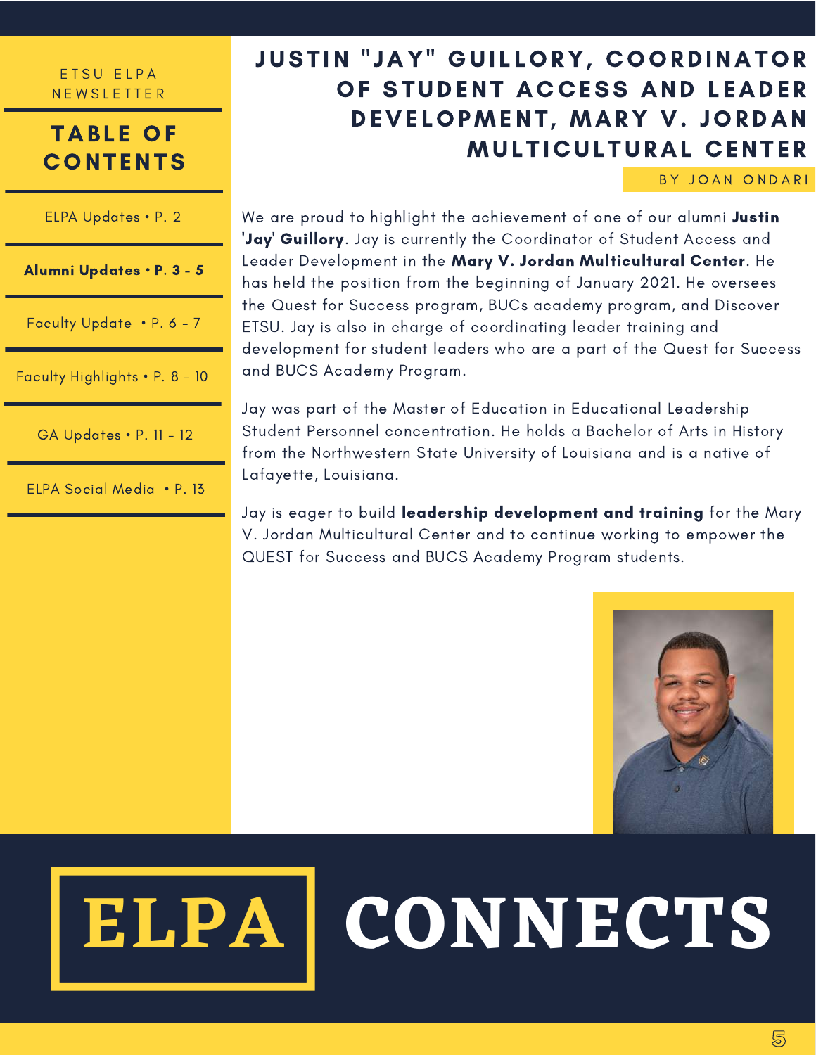ETSU ELPA NEWSLETTER

## TABLE OF CONTENTS

- ELPA Updates • P. 2
- **Alumni Updates • P. 3 - 5**
- Faculty Update • P. 6 - 7
- Faculty Highlights • P. 8 - 10
- GA Updates • P. 11 - 12
- ELPA Social Media • P. 13

# JUSTIN "JAY" GUILLORY, COORDINATOR OF STUDENT ACCESS AND LEADER DEVELOPMENT, MARY V. JORDAN MULTICULTURAL CENTER

BY JOAN ONDARI

We are proud to highlight the achievement of one of our alumni **Justin 'Jay' Guillory**. Jay is currently the Coordinator of Student Access and Leader Development in the **Mary V. Jordan Multicultural Center**. He has held the position from the beginning of January 2021. He oversees the Quest for Success program, BUCs academy program, and Discover ETSU. Jay is also in charge of coordinating leader training and development for student leaders who are a part of the Quest for Success and BUCS Academy Program.

Jay was part of the Master of Education in Educational Leadership Student Personnel concentration. He holds a Bachelor of Arts in History from the Northwestern State University of Louisiana and is a native of Lafayette, Louisiana.

Jay is eager to build **leadership development and training** for the Mary V. Jordan Multicultural Center and to continue working to empower the QUEST for Success and BUCS Academy Program students.

ELPA CONNECTS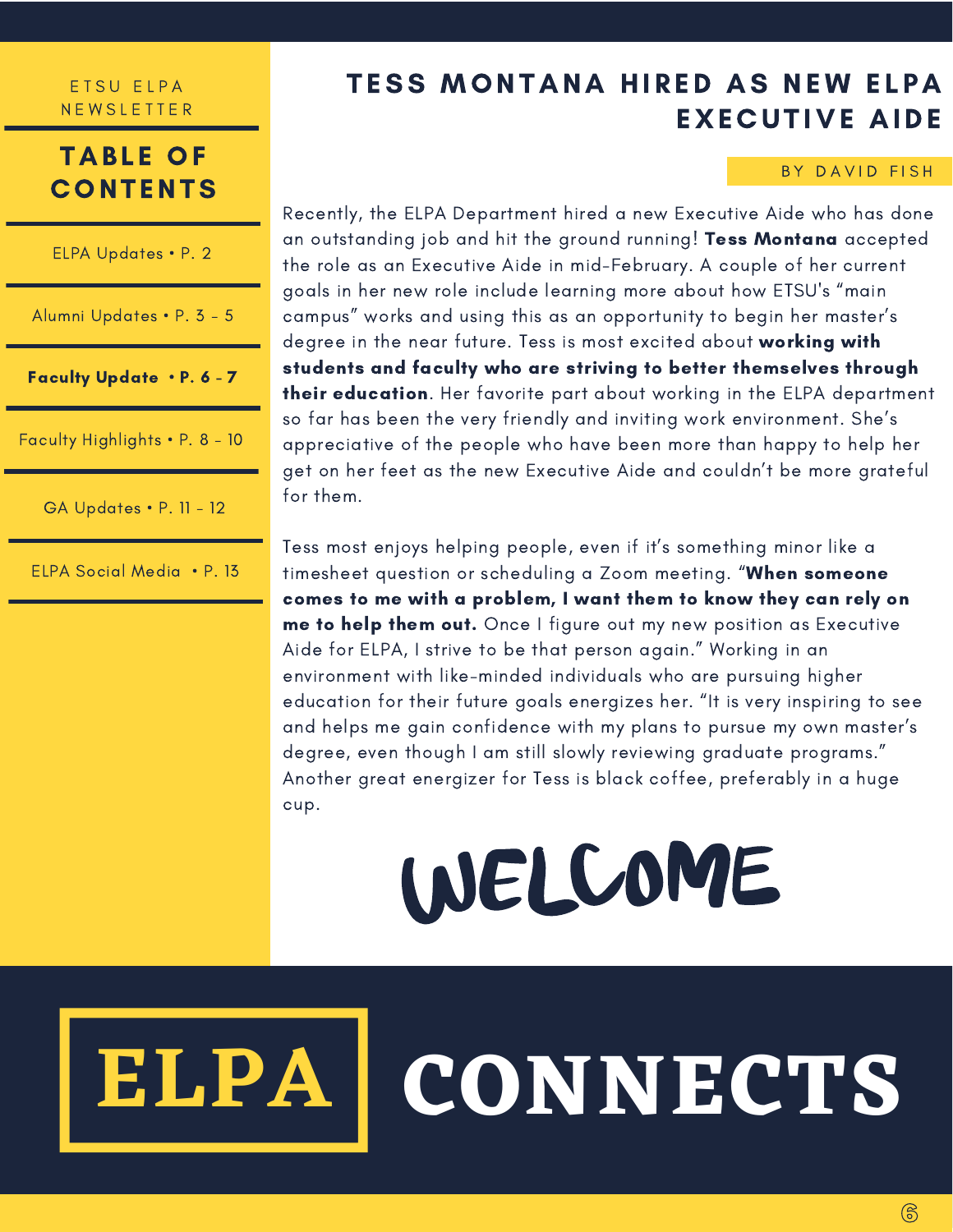ETSU ELPA NEWSLETTER

## TABLE OF CONTENTS

- ELPA Updates • P. 2
- Alumni Updates • P. 3 - 5
- **Faculty Update • P. 6 - 7**
- Faculty Highlights • P. 8 - 10
- GA Updates • P. 11 - 12
- ELPA Social Media • P. 13

# TESS MONTANA HIRED AS NEW ELPA EXECUTIVE AIDE

BY DAVID FISH

Recently, the ELPA Department hired a new Executive Aide who has done an outstanding job and hit the ground running! **Tess Montana** accepted the role as an Executive Aide in mid-February. A couple of her current goals in her new role include learning more about how ETSU's "main campus" works and using this as an opportunity to begin her master's degree in the near future. Tess is most excited about **working with students and faculty who are striving to better themselves through their education**. Her favorite part about working in the ELPA department so far has been the very friendly and inviting work environment. She's appreciative of the people who have been more than happy to help her get on her feet as the new Executive Aide and couldn't be more grateful for them.

Tess most enjoys helping people, even if it's something minor like a timesheet question or scheduling a Zoom meeting. "**When someone comes to me with a problem, I want them to know they can rely on me to help them out.** Once I figure out my new position as Executive Aide for ELPA, I strive to be that person again." Working in an environment with like-minded individuals who are pursuing higher education for their future goals energizes her. "It is very inspiring to see and helps me gain confidence with my plans to pursue my own master's degree, even though I am still slowly reviewing graduate programs." Another great energizer for Tess is black coffee, preferably in a huge cup.

WELCOME

ELPA CONNECTS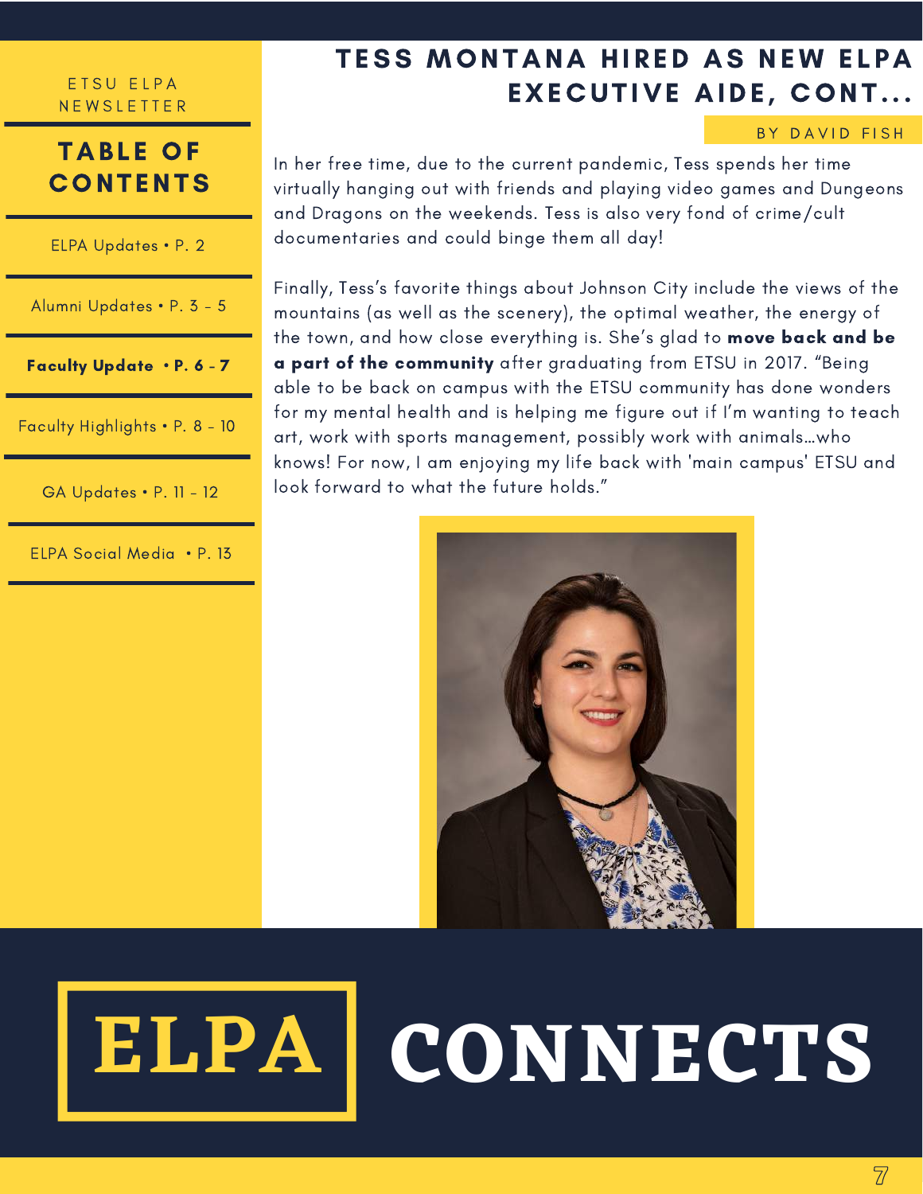ETSU ELPA NEWSLETTER

## TABLE OF CONTENTS

- ELPA Updates • P. 2
- Alumni Updates • P. 3 - 5
- **Faculty Update • P. 6 - 7**
- Faculty Highlights • P. 8 - 10
- GA Updates • P. 11 - 12
- ELPA Social Media • P. 13

# TESS MONTANA HIRED AS NEW ELPA EXECUTIVE AIDE, CONT...

BY DAVID FISH

In her free time, due to the current pandemic, Tess spends her time virtually hanging out with friends and playing video games and Dungeons and Dragons on the weekends. Tess is also very fond of crime/cult documentaries and could binge them all day!

Finally, Tess's favorite things about Johnson City include the views of the mountains (as well as the scenery), the optimal weather, the energy of the town, and how close everything is. She's glad to **move back and be a part of the community** after graduating from ETSU in 2017. "Being able to be back on campus with the ETSU community has done wonders for my mental health and is helping me figure out if I'm wanting to teach art, work with sports management, possibly work with animals...who knows! For now, I am enjoying my life back with 'main campus' ETSU and look forward to what the future holds."

ELPA CONNECTS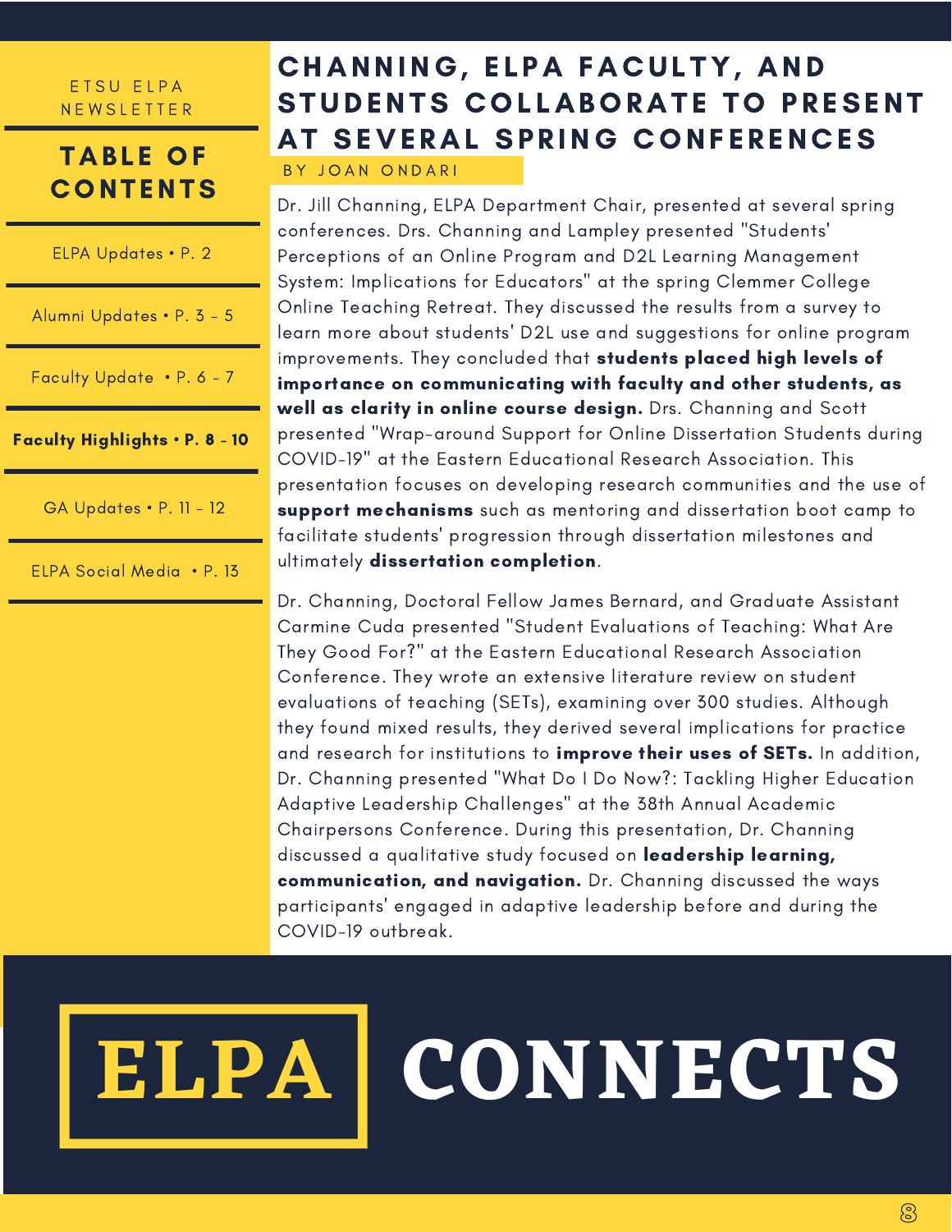ETSU ELPA NEWSLETTER

## TABLE OF CONTENTS

- ELPA Updates • P. 2
- Alumni Updates • P. 3 - 5
- Faculty Update • P. 6 - 7
- **Faculty Highlights • P. 8 - 10**
- GA Updates • P. 11 - 12
- ELPA Social Media • P. 13

# CHANNING, ELPA FACULTY, AND STUDENTS COLLABORATE TO PRESENT AT SEVERAL SPRING CONFERENCES

BY JOAN ONDARI

Dr. Jill Channing, ELPA Department Chair, presented at several spring conferences. Drs. Channing and Lampley presented "Students' Perceptions of an Online Program and D2L Learning Management System: Implications for Educators" at the spring Clemmer College Online Teaching Retreat. They discussed the results from a survey to learn more about students' D2L use and suggestions for online program improvements. They concluded that **students placed high levels of importance on communicating with faculty and other students, as well as clarity in online course design.** Drs. Channing and Scott presented "Wrap-around Support for Online Dissertation Students during COVID-19" at the Eastern Educational Research Association. This presentation focuses on developing research communities and the use of **support mechanisms** such as mentoring and dissertation boot camp to facilitate students' progression through dissertation milestones and ultimately **dissertation completion**.

Dr. Channing, Doctoral Fellow James Bernard, and Graduate Assistant Carmine Cuda presented "Student Evaluations of Teaching: What Are They Good For?" at the Eastern Educational Research Association Conference. They wrote an extensive literature review on student evaluations of teaching (SETs), examining over 300 studies. Although they found mixed results, they derived several implications for practice and research for institutions to **improve their uses of SETs.** In addition, Dr. Channing presented "What Do I Do Now?: Tackling Higher Education Adaptive Leadership Challenges" at the 38th Annual Academic Chairpersons Conference. During this presentation, Dr. Channing discussed a qualitative study focused on **leadership learning, communication, and navigation.** Dr. Channing discussed the ways participants' engaged in adaptive leadership before and during the COVID-19 outbreak.

ELPA CONNECTS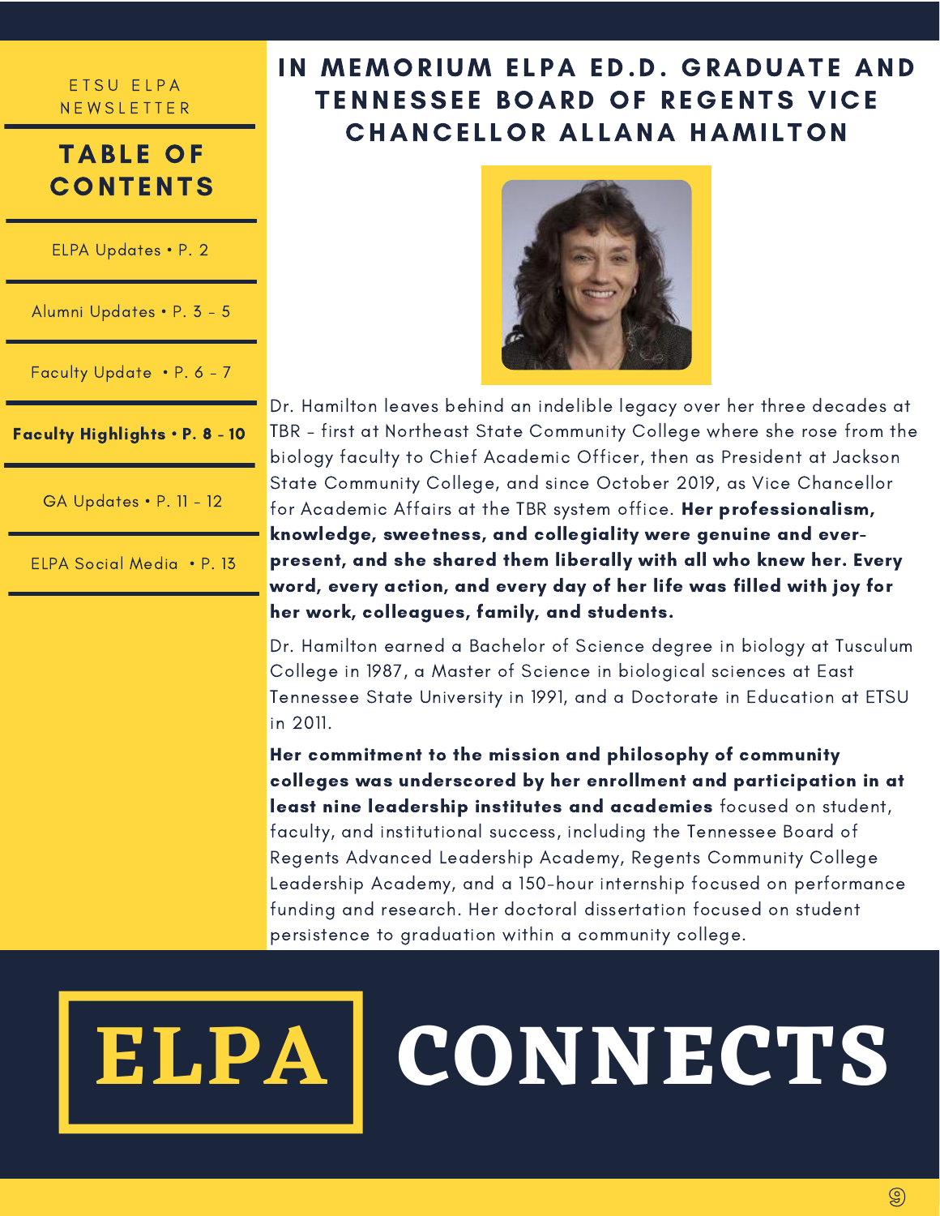ETSU ELPA NEWSLETTER

## TABLE OF CONTENTS

- ELPA Updates • P. 2
- Alumni Updates • P. 3 - 5
- Faculty Update • P. 6 - 7
- **Faculty Highlights • P. 8 - 10**
- GA Updates • P. 11 - 12
- ELPA Social Media • P. 13

# IN MEMORIUM ELPA ED.D. GRADUATE AND TENNESSEE BOARD OF REGENTS VICE CHANCELLOR ALLANA HAMILTON

Dr. Hamilton leaves behind an indelible legacy over her three decades at TBR - first at Northeast State Community College where she rose from the biology faculty to Chief Academic Officer, then as President at Jackson State Community College, and since October 2019, as Vice Chancellor for Academic Affairs at the TBR system office. **Her professionalism, knowledge, sweetness, and collegiality were genuine and ever-present, and she shared them liberally with all who knew her. Every word, every action, and every day of her life was filled with joy for her work, colleagues, family, and students.**

Dr. Hamilton earned a Bachelor of Science degree in biology at Tusculum College in 1987, a Master of Science in biological sciences at East Tennessee State University in 1991, and a Doctorate in Education at ETSU in 2011.

**Her commitment to the mission and philosophy of community colleges was underscored by her enrollment and participation in at least nine leadership institutes and academies** focused on student, faculty, and institutional success, including the Tennessee Board of Regents Advanced Leadership Academy, Regents Community College Leadership Academy, and a 150-hour internship focused on performance funding and research. Her doctoral dissertation focused on student persistence to graduation within a community college.

ELPA CONNECTS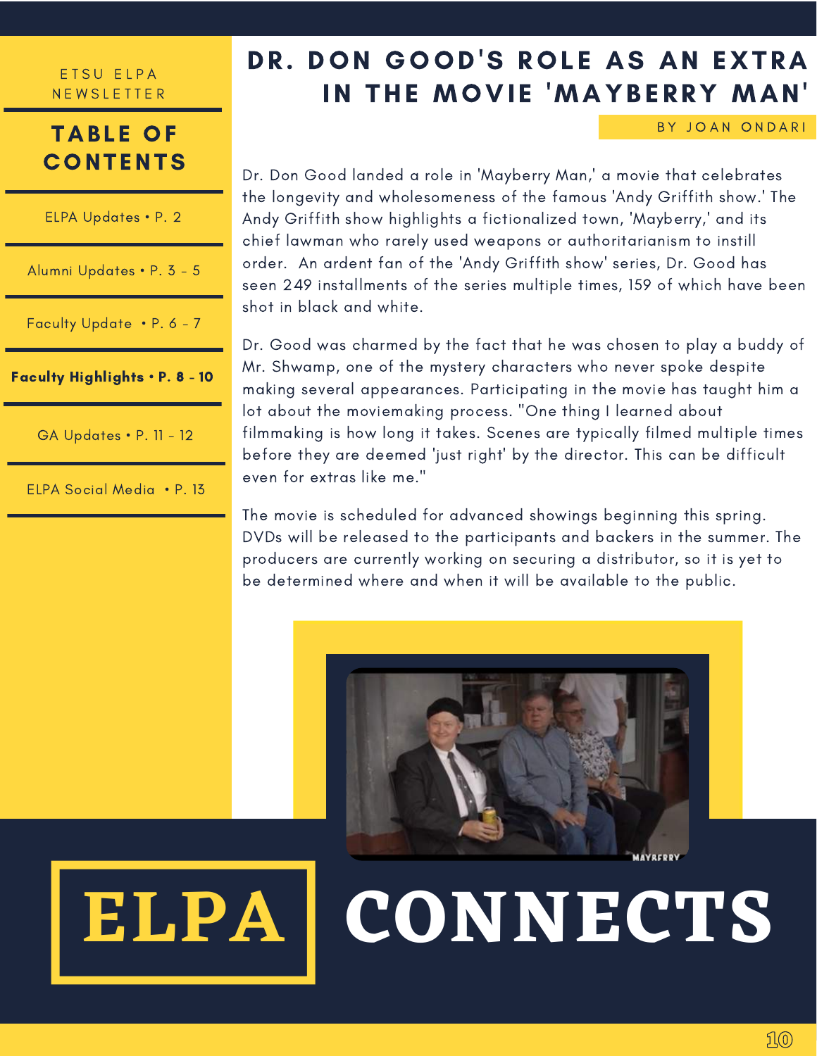ETSU ELPA NEWSLETTER

## TABLE OF CONTENTS

- ELPA Updates • P. 2
- Alumni Updates • P. 3 - 5
- Faculty Update • P. 6 - 7
- **Faculty Highlights • P. 8 - 10**
- GA Updates • P. 11 - 12
- ELPA Social Media • P. 13

# DR. DON GOOD'S ROLE AS AN EXTRA IN THE MOVIE 'MAYBERRY MAN'

BY JOAN ONDARI

Dr. Don Good landed a role in 'Mayberry Man,' a movie that celebrates the longevity and wholesomeness of the famous 'Andy Griffith show.' The Andy Griffith show highlights a fictionalized town, 'Mayberry,' and its chief lawman who rarely used weapons or authoritarianism to instill order. An ardent fan of the 'Andy Griffith show' series, Dr. Good has seen 249 installments of the series multiple times, 159 of which have been shot in black and white.

Dr. Good was charmed by the fact that he was chosen to play a buddy of Mr. Shwamp, one of the mystery characters who never spoke despite making several appearances. Participating in the movie has taught him a lot about the moviemaking process. "One thing I learned about filmmaking is how long it takes. Scenes are typically filmed multiple times before they are deemed 'just right' by the director. This can be difficult even for extras like me."

The movie is scheduled for advanced showings beginning this spring. DVDs will be released to the participants and backers in the summer. The producers are currently working on securing a distributor, so it is yet to be determined where and when it will be available to the public.

ELPA CONNECTS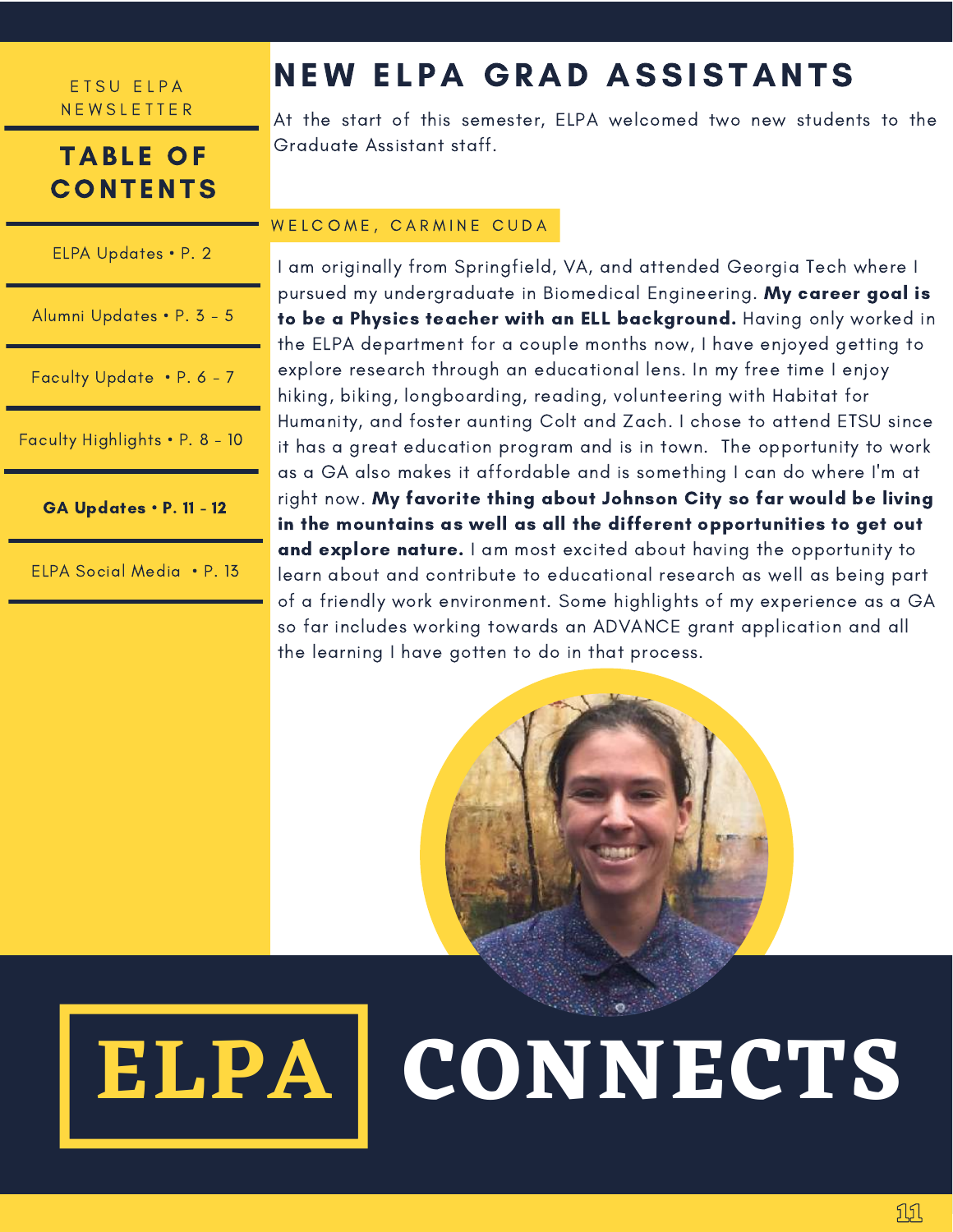ETSU ELPA NEWSLETTER

## TABLE OF CONTENTS

- ELPA Updates • P. 2
- Alumni Updates • P. 3 - 5
- Faculty Update • P. 6 - 7
- Faculty Highlights • P. 8 - 10
- **GA Updates • P. 11 - 12**
- ELPA Social Media • P. 13

# NEW ELPA GRAD ASSISTANTS

At the start of this semester, ELPA welcomed two new students to the Graduate Assistant staff.

### WELCOME, CARMINE CUDA

I am originally from Springfield, VA, and attended Georgia Tech where I pursued my undergraduate in Biomedical Engineering. **My career goal is to be a Physics teacher with an ELL background.** Having only worked in the ELPA department for a couple months now, I have enjoyed getting to explore research through an educational lens. In my free time I enjoy hiking, biking, longboarding, reading, volunteering with Habitat for Humanity, and foster aunting Colt and Zach. I chose to attend ETSU since it has a great education program and is in town. The opportunity to work as a GA also makes it affordable and is something I can do where I'm at right now. **My favorite thing about Johnson City so far would be living in the mountains as well as all the different opportunities to get out and explore nature.** I am most excited about having the opportunity to learn about and contribute to educational research as well as being part of a friendly work environment. Some highlights of my experience as a GA so far includes working towards an ADVANCE grant application and all the learning I have gotten to do in that process.

ELPA CONNECTS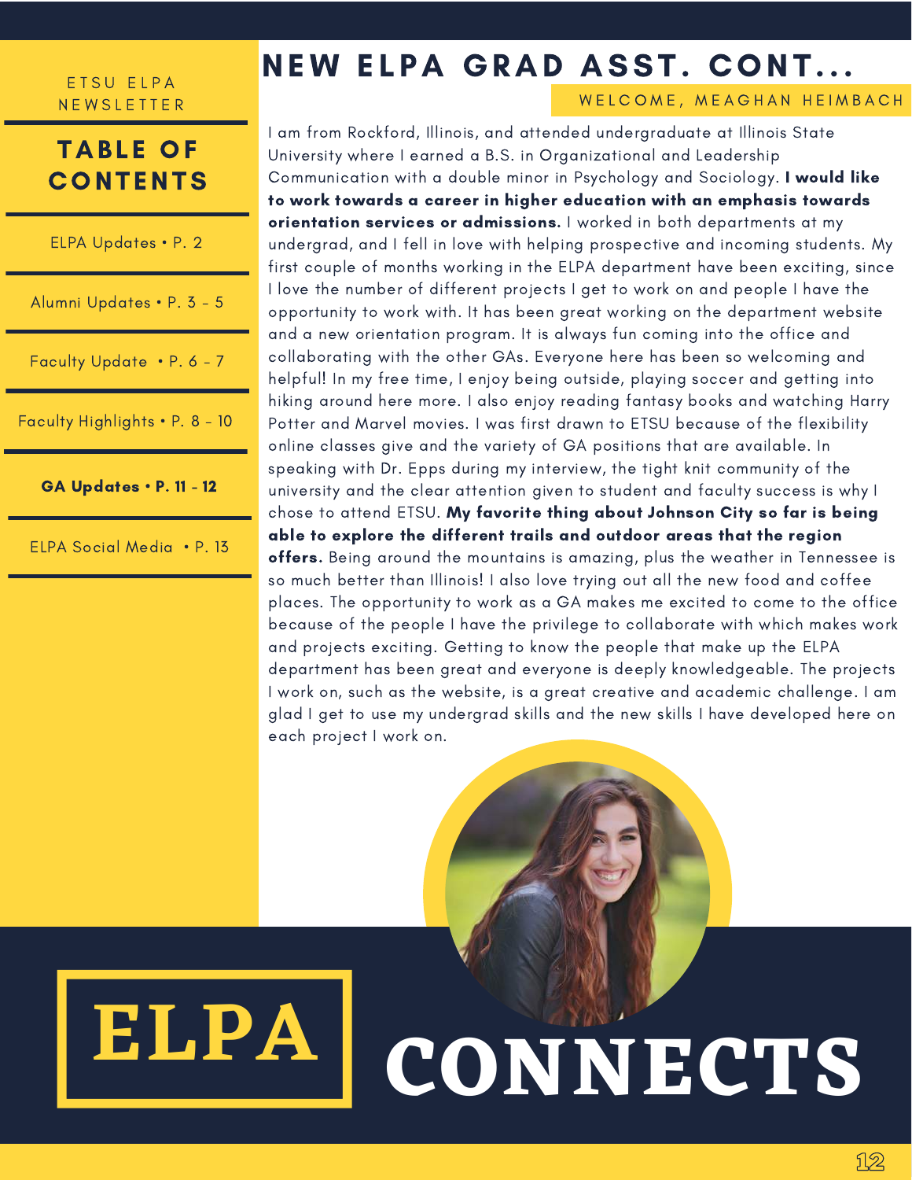ETSU ELPA NEWSLETTER

## TABLE OF CONTENTS

- ELPA Updates • P. 2
- Alumni Updates • P. 3 - 5
- Faculty Update • P. 6 - 7
- Faculty Highlights • P. 8 - 10
- **GA Updates • P. 11 - 12**
- ELPA Social Media • P. 13

# NEW ELPA GRAD ASST. CONT...

### WELCOME, MEAGHAN HEIMBACH

I am from Rockford, Illinois, and attended undergraduate at Illinois State University where I earned a B.S. in Organizational and Leadership Communication with a double minor in Psychology and Sociology. **I would like to work towards a career in higher education with an emphasis towards orientation services or admissions.** I worked in both departments at my undergrad, and I fell in love with helping prospective and incoming students. My first couple of months working in the ELPA department have been exciting, since I love the number of different projects I get to work on and people I have the opportunity to work with. It has been great working on the department website and a new orientation program. It is always fun coming into the office and collaborating with the other GAs. Everyone here has been so welcoming and helpful! In my free time, I enjoy being outside, playing soccer and getting into hiking around here more. I also enjoy reading fantasy books and watching Harry Potter and Marvel movies. I was first drawn to ETSU because of the flexibility online classes give and the variety of GA positions that are available. In speaking with Dr. Epps during my interview, the tight knit community of the university and the clear attention given to student and faculty success is why I chose to attend ETSU. **My favorite thing about Johnson City so far is being able to explore the different trails and outdoor areas that the region offers.** Being around the mountains is amazing, plus the weather in Tennessee is so much better than Illinois! I also love trying out all the new food and coffee places. The opportunity to work as a GA makes me excited to come to the office because of the people I have the privilege to collaborate with which makes work and projects exciting. Getting to know the people that make up the ELPA department has been great and everyone is deeply knowledgeable. The projects I work on, such as the website, is a great creative and academic challenge. I am glad I get to use my undergrad skills and the new skills I have developed here on each project I work on.

ELPA CONNECTS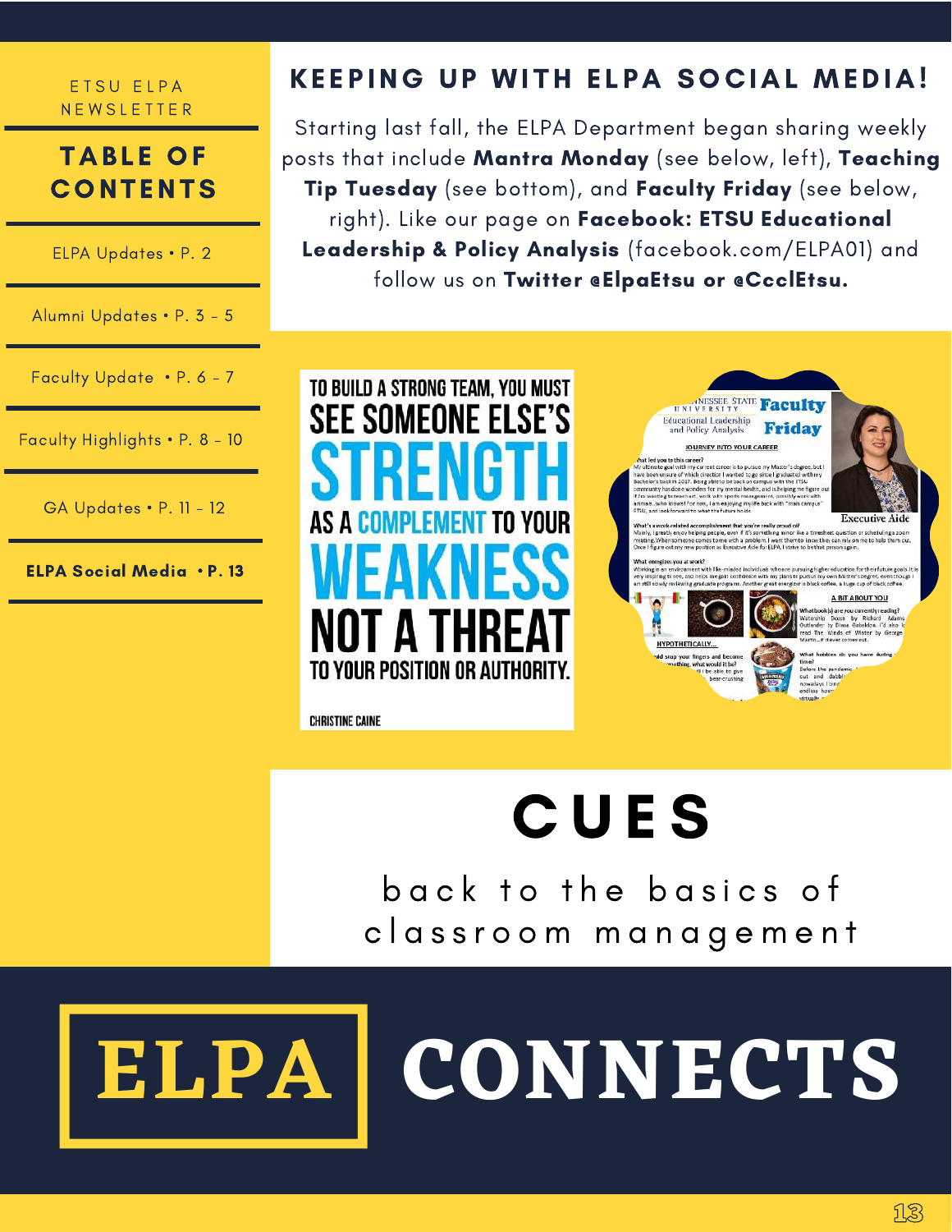ETSU ELPA NEWSLETTER

## TABLE OF CONTENTS

- ELPA Updates • P. 2
- Alumni Updates • P. 3 - 5
- Faculty Update • P. 6 - 7
- Faculty Highlights • P. 8 - 10
- GA Updates • P. 11 - 12
- **ELPA Social Media • P. 13**

# KEEPING UP WITH ELPA SOCIAL MEDIA!

Starting last fall, the ELPA Department began sharing weekly posts that include **Mantra Monday** (see below, left), **Teaching Tip Tuesday** (see bottom), and **Faculty Friday** (see below, right). Like our page on **Facebook: ETSU Educational Leadership & Policy Analysis** (facebook.com/ELPA01) and follow us on **Twitter @ElpaEtsu or @CcclEtsu.**

TO BUILD A STRONG TEAM, YOU MUST SEE SOMEONE ELSE'S STRENGTH AS A COMPLEMENT TO YOUR WEAKNESS NOT A THREAT TO YOUR POSITION OR AUTHORITY.

CHRISTINE CAINE

## CUES

back to the basics of classroom management

# ELPA CONNECTS